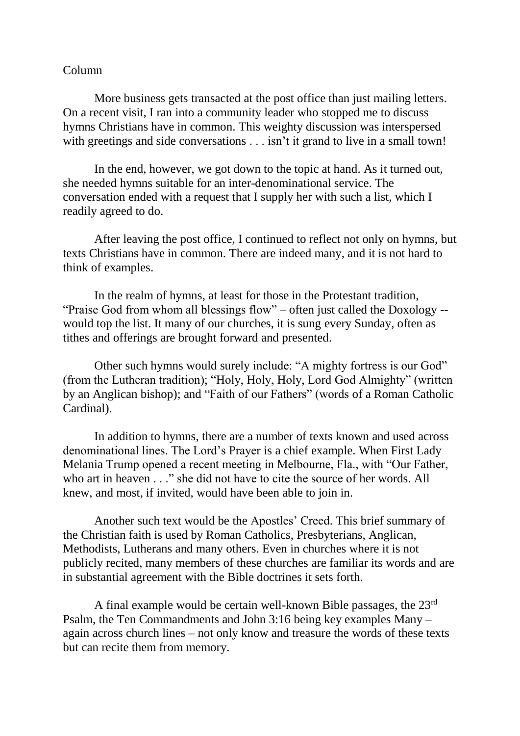Column

More business gets transacted at the post office than just mailing letters. On a recent visit, I ran into a community leader who stopped me to discuss hymns Christians have in common. This weighty discussion was interspersed with greetings and side conversations . . . isn't it grand to live in a small town!

In the end, however, we got down to the topic at hand. As it turned out, she needed hymns suitable for an inter-denominational service. The conversation ended with a request that I supply her with such a list, which I readily agreed to do.

After leaving the post office, I continued to reflect not only on hymns, but texts Christians have in common. There are indeed many, and it is not hard to think of examples.

In the realm of hymns, at least for those in the Protestant tradition, "Praise God from whom all blessings flow" – often just called the Doxology -- would top the list. It many of our churches, it is sung every Sunday, often as tithes and offerings are brought forward and presented.

Other such hymns would surely include: "A mighty fortress is our God" (from the Lutheran tradition); "Holy, Holy, Holy, Lord God Almighty" (written by an Anglican bishop); and "Faith of our Fathers" (words of a Roman Catholic Cardinal).

In addition to hymns, there are a number of texts known and used across denominational lines. The Lord's Prayer is a chief example. When First Lady Melania Trump opened a recent meeting in Melbourne, Fla., with "Our Father, who art in heaven . . ." she did not have to cite the source of her words. All knew, and most, if invited, would have been able to join in.

Another such text would be the Apostles' Creed. This brief summary of the Christian faith is used by Roman Catholics, Presbyterians, Anglican, Methodists, Lutherans and many others. Even in churches where it is not publicly recited, many members of these churches are familiar its words and are in substantial agreement with the Bible doctrines it sets forth.

A final example would be certain well-known Bible passages, the 23rd Psalm, the Ten Commandments and John 3:16 being key examples Many – again across church lines – not only know and treasure the words of these texts but can recite them from memory.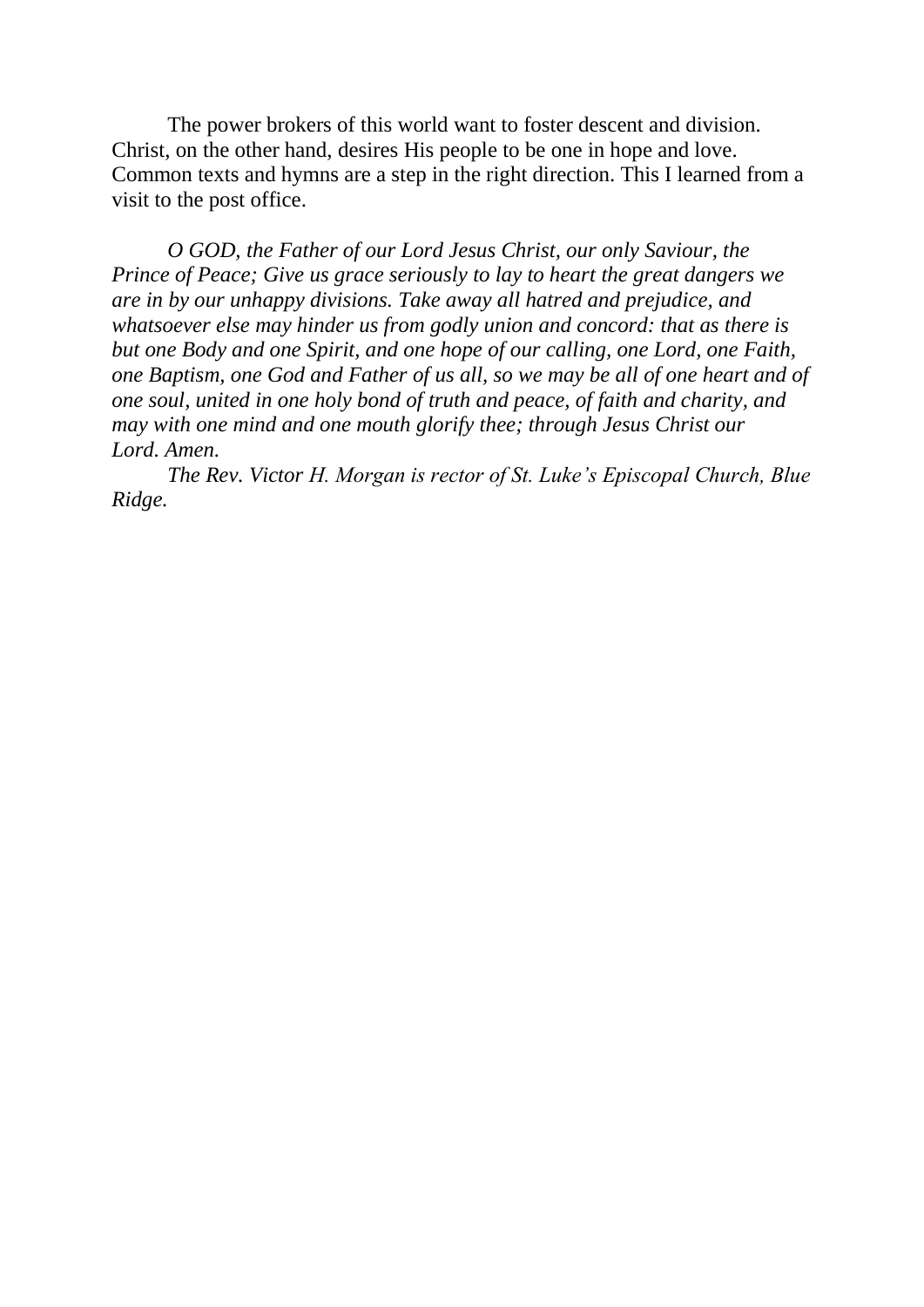The power brokers of this world want to foster descent and division. Christ, on the other hand, desires His people to be one in hope and love. Common texts and hymns are a step in the right direction. This I learned from a visit to the post office.

*O GOD, the Father of our Lord Jesus Christ, our only Saviour, the Prince of Peace; Give us grace seriously to lay to heart the great dangers we are in by our unhappy divisions. Take away all hatred and prejudice, and whatsoever else may hinder us from godly union and concord: that as there is but one Body and one Spirit, and one hope of our calling, one Lord, one Faith, one Baptism, one God and Father of us all, so we may be all of one heart and of one soul, united in one holy bond of truth and peace, of faith and charity, and may with one mind and one mouth glorify thee; through Jesus Christ our Lord. Amen.*

*The Rev. Victor H. Morgan is rector of St. Luke's Episcopal Church, Blue Ridge.*